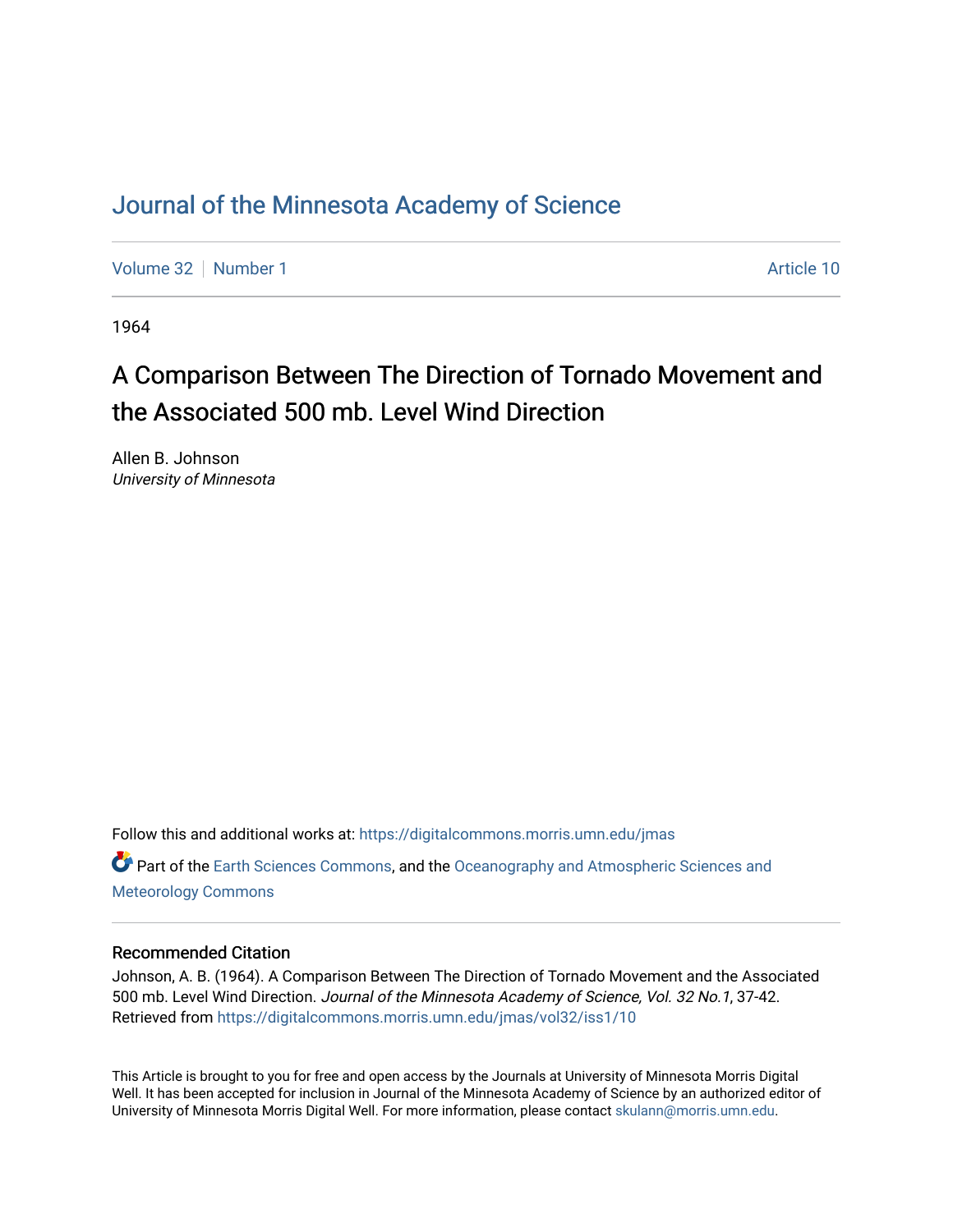# Journal of the Minnesota Academy of Science

Volume 32 | Number 1 | Article 10

1964

## A Comparison Between The Direction of Tornado Movement and the Associated 500 mb. Level Wind Direction

Allen B. Johnson
*University of Minnesota*

Follow this and additional works at: https://digitalcommons.morris.umn.edu/jmas

Part of the Earth Sciences Commons, and the Oceanography and Atmospheric Sciences and Meteorology Commons

### Recommended Citation

Johnson, A. B. (1964). A Comparison Between The Direction of Tornado Movement and the Associated 500 mb. Level Wind Direction. *Journal of the Minnesota Academy of Science, Vol. 32 No.1*, 37-42. Retrieved from https://digitalcommons.morris.umn.edu/jmas/vol32/iss1/10

This Article is brought to you for free and open access by the Journals at University of Minnesota Morris Digital Well. It has been accepted for inclusion in Journal of the Minnesota Academy of Science by an authorized editor of University of Minnesota Morris Digital Well. For more information, please contact skulann@morris.umn.edu.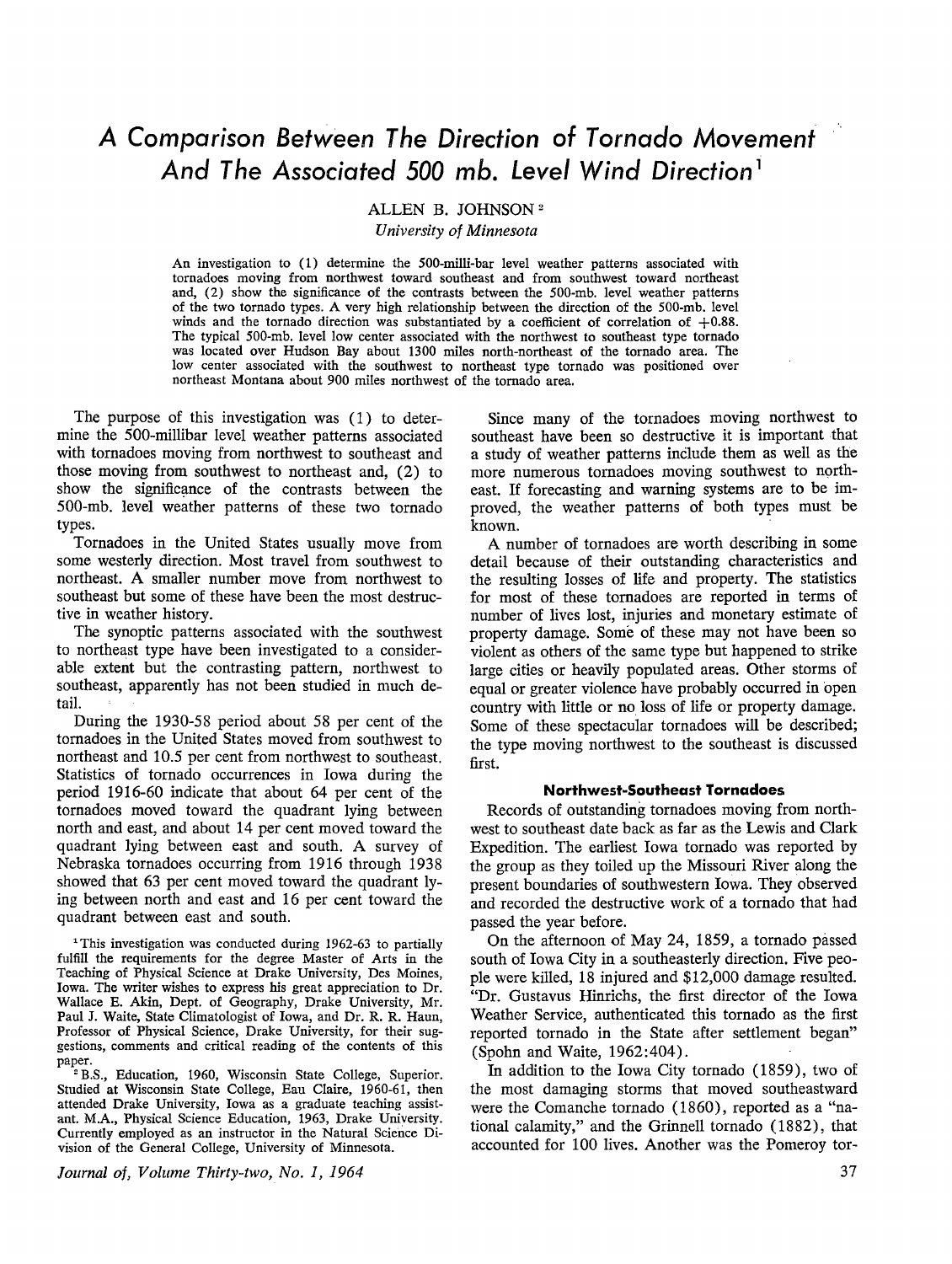# A Comparison Between The Direction of Tornado Movement And The Associated 500 mb. Level Wind Direction[1]

ALLEN B. JOHNSON[2]

*University of Minnesota*

An investigation to (1) determine the 500-milli-bar level weather patterns associated with tornadoes moving from northwest toward southeast and from southwest toward northeast and, (2) show the significance of the contrasts between the 500-mb. level weather patterns of the two tornado types. A very high relationship between the direction of the 500-mb. level winds and the tornado direction was substantiated by a coefficient of correlation of +0.88. The typical 500-mb. level low center associated with the northwest to southeast type tornado was located over Hudson Bay about 1300 miles north-northeast of the tornado area. The low center associated with the southwest to northeast type tornado was positioned over northeast Montana about 900 miles northwest of the tornado area.

The purpose of this investigation was (1) to determine the 500-millibar level weather patterns associated with tornadoes moving from northwest to southeast and those moving from southwest to northeast and, (2) to show the significance of the contrasts between the 500-mb. level weather patterns of these two tornado types.

Tornadoes in the United States usually move from some westerly direction. Most travel from southwest to northeast. A smaller number move from northwest to southeast but some of these have been the most destructive in weather history.

The synoptic patterns associated with the southwest to northeast type have been investigated to a considerable extent but the contrasting pattern, northwest to southeast, apparently has not been studied in much detail.

During the 1930-58 period about 58 per cent of the tornadoes in the United States moved from southwest to northeast and 10.5 per cent from northwest to southeast. Statistics of tornado occurrences in Iowa during the period 1916-60 indicate that about 64 per cent of the tornadoes moved toward the quadrant lying between north and east, and about 14 per cent moved toward the quadrant lying between east and south. A survey of Nebraska tornadoes occurring from 1916 through 1938 showed that 63 per cent moved toward the quadrant lying between north and east and 16 per cent toward the quadrant between east and south.

Since many of the tornadoes moving northwest to southeast have been so destructive it is important that a study of weather patterns include them as well as the more numerous tornadoes moving southwest to northeast. If forecasting and warning systems are to be improved, the weather patterns of both types must be known.

A number of tornadoes are worth describing in some detail because of their outstanding characteristics and the resulting losses of life and property. The statistics for most of these tornadoes are reported in terms of number of lives lost, injuries and monetary estimate of property damage. Some of these may not have been so violent as others of the same type but happened to strike large cities or heavily populated areas. Other storms of equal or greater violence have probably occurred in open country with little or no loss of life or property damage. Some of these spectacular tornadoes will be described; the type moving northwest to the southeast is discussed first.

### Northwest-Southeast Tornadoes

Records of outstanding tornadoes moving from northwest to southeast date back as far as the Lewis and Clark Expedition. The earliest Iowa tornado was reported by the group as they toiled up the Missouri River along the present boundaries of southwestern Iowa. They observed and recorded the destructive work of a tornado that had passed the year before.

On the afternoon of May 24, 1859, a tornado passed south of Iowa City in a southeasterly direction. Five people were killed, 18 injured and $12,000 damage resulted. "Dr. Gustavus Hinrichs, the first director of the Iowa Weather Service, authenticated this tornado as the first reported tornado in the State after settlement began" (Spohn and Waite, 1962:404).

In addition to the Iowa City tornado (1859), two of the most damaging storms that moved southeastward were the Comanche tornado (1860), reported as a "national calamity," and the Grinnell tornado (1882), that accounted for 100 lives. Another was the Pomeroy tor-

[1] This investigation was conducted during 1962-63 to partially fulfill the requirements for the degree Master of Arts in the Teaching of Physical Science at Drake University, Des Moines, Iowa. The writer wishes to express his great appreciation to Dr. Wallace E. Akin, Dept. of Geography, Drake University, Mr. Paul J. Waite, State Climatologist of Iowa, and Dr. R. R. Haun, Professor of Physical Science, Drake University, for their suggestions, comments and critical reading of the contents of this paper.

[2] B.S., Education, 1960, Wisconsin State College, Superior. Studied at Wisconsin State College, Eau Claire, 1960-61, then attended Drake University, Iowa as a graduate teaching assistant. M.A., Physical Science Education, 1963, Drake University. Currently employed as an instructor in the Natural Science Division of the General College, University of Minnesota.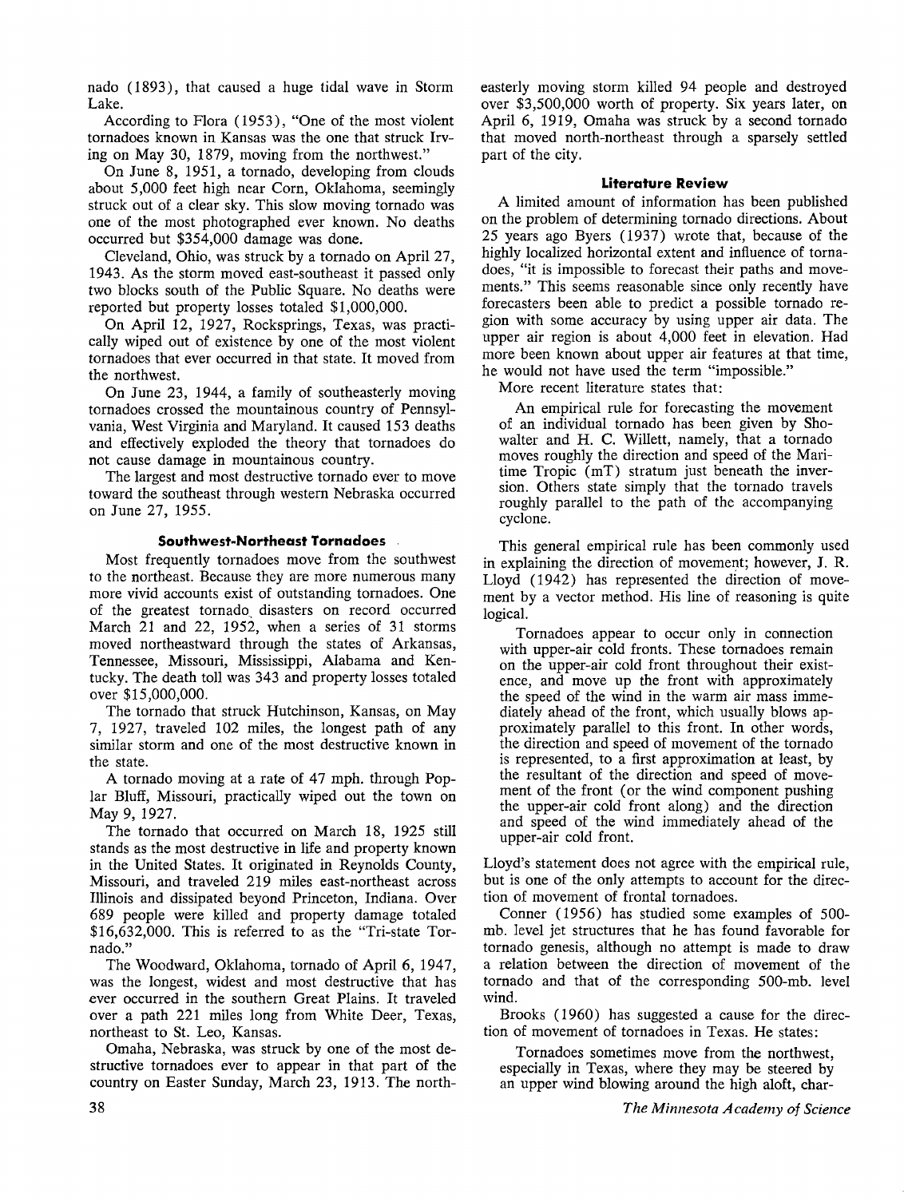nado (1893), that caused a huge tidal wave in Storm Lake.

According to Flora (1953), "One of the most violent tornadoes known in Kansas was the one that struck Irving on May 30, 1879, moving from the northwest."

On June 8, 1951, a tornado, developing from clouds about 5,000 feet high near Corn, Oklahoma, seemingly struck out of a clear sky. This slow moving tornado was one of the most photographed ever known. No deaths occurred but $354,000 damage was done.

Cleveland, Ohio, was struck by a tornado on April 27, 1943. As the storm moved east-southeast it passed only two blocks south of the Public Square. No deaths were reported but property losses totaled $1,000,000.

On April 12, 1927, Rocksprings, Texas, was practically wiped out of existence by one of the most violent tornadoes that ever occurred in that state. It moved from the northwest.

On June 23, 1944, a family of southeasterly moving tornadoes crossed the mountainous country of Pennsylvania, West Virginia and Maryland. It caused 153 deaths and effectively exploded the theory that tornadoes do not cause damage in mountainous country.

The largest and most destructive tornado ever to move toward the southeast through western Nebraska occurred on June 27, 1955.

### Southwest-Northeast Tornadoes

Most frequently tornadoes move from the southwest to the northeast. Because they are more numerous many more vivid accounts exist of outstanding tornadoes. One of the greatest tornado disasters on record occurred March 21 and 22, 1952, when a series of 31 storms moved northeastward through the states of Arkansas, Tennessee, Missouri, Mississippi, Alabama and Kentucky. The death toll was 343 and property losses totaled over $15,000,000.

The tornado that struck Hutchinson, Kansas, on May 7, 1927, traveled 102 miles, the longest path of any similar storm and one of the most destructive known in the state.

A tornado moving at a rate of 47 mph. through Poplar Bluff, Missouri, practically wiped out the town on May 9, 1927.

The tornado that occurred on March 18, 1925 still stands as the most destructive in life and property known in the United States. It originated in Reynolds County, Missouri, and traveled 219 miles east-northeast across Illinois and dissipated beyond Princeton, Indiana. Over 689 people were killed and property damage totaled $16,632,000. This is referred to as the "Tri-state Tornado."

The Woodward, Oklahoma, tornado of April 6, 1947, was the longest, widest and most destructive that has ever occurred in the southern Great Plains. It traveled over a path 221 miles long from White Deer, Texas, northeast to St. Leo, Kansas.

Omaha, Nebraska, was struck by one of the most destructive tornadoes ever to appear in that part of the country on Easter Sunday, March 23, 1913. The northeasterly moving storm killed 94 people and destroyed over $3,500,000 worth of property. Six years later, on April 6, 1919, Omaha was struck by a second tornado that moved north-northeast through a sparsely settled part of the city.

### Literature Review

A limited amount of information has been published on the problem of determining tornado directions. About 25 years ago Byers (1937) wrote that, because of the highly localized horizontal extent and influence of tornadoes, "it is impossible to forecast their paths and movements." This seems reasonable since only recently have forecasters been able to predict a possible tornado region with some accuracy by using upper air data. The upper air region is about 4,000 feet in elevation. Had more been known about upper air features at that time, he would not have used the term "impossible."

More recent literature states that:

> An empirical rule for forecasting the movement of an individual tornado has been given by Showalter and H. C. Willett, namely, that a tornado moves roughly the direction and speed of the Maritime Tropic (mT) stratum just beneath the inversion. Others state simply that the tornado travels roughly parallel to the path of the accompanying cyclone.

This general empirical rule has been commonly used in explaining the direction of movement; however, J. R. Lloyd (1942) has represented the direction of movement by a vector method. His line of reasoning is quite logical.

> Tornadoes appear to occur only in connection with upper-air cold fronts. These tornadoes remain on the upper-air cold front throughout their existence, and move up the front with approximately the speed of the wind in the warm air mass immediately ahead of the front, which usually blows approximately parallel to this front. In other words, the direction and speed of movement of the tornado is represented, to a first approximation at least, by the resultant of the direction and speed of movement of the front (or the wind component pushing the upper-air cold front along) and the direction and speed of the wind immediately ahead of the upper-air cold front.

Lloyd's statement does not agree with the empirical rule, but is one of the only attempts to account for the direction of movement of frontal tornadoes.

Conner (1956) has studied some examples of 500-mb. level jet structures that he has found favorable for tornado genesis, although no attempt is made to draw a relation between the direction of movement of the tornado and that of the corresponding 500-mb. level wind.

Brooks (1960) has suggested a cause for the direction of movement of tornadoes in Texas. He states:

> Tornadoes sometimes move from the northwest, especially in Texas, where they may be steered by an upper wind blowing around the high aloft, char-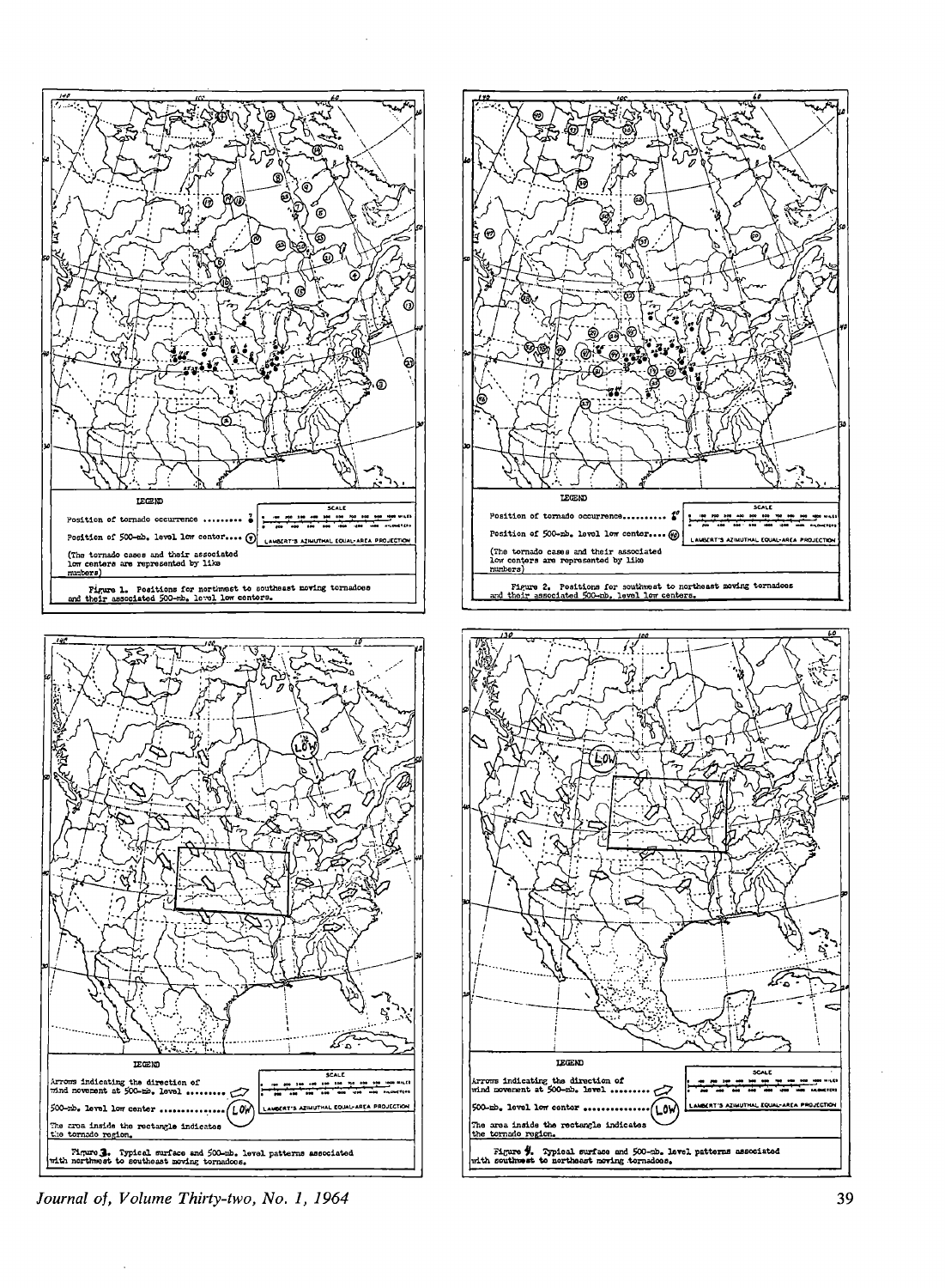LEGEND

Position of tornado occurrence .........

Position of 500-mb. level low center....

(The tornado cases and their associated low centers are represented by like numbers)

LAMBERT'S AZIMUTHAL EQUAL-AREA PROJECTION

Figure 1. Positions for northwest to southeast moving tornadoes and their associated 500-mb. level low centers.

LEGEND

Position of tornado occurrence..........

Position of 500-mb. level low center....

(The tornado cases and their associated low centers are represented by like numbers)

LAMBERT'S AZIMUTHAL EQUAL-AREA PROJECTION

Figure 2. Positions for southwest to northeast moving tornadoes and their associated 500-mb. level low centers.

LEGEND

Arrows indicating the direction of wind movement at 500-mb. level ........

500-mb. level low center ..............

The area inside the rectangle indicates the tornado region.

LAMBERT'S AZIMUTHAL EQUAL-AREA PROJECTION

Figure 3. Typical surface and 500-mb. level patterns associated with northwest to southeast moving tornadoes.

LEGEND

Arrows indicating the direction of wind movement at 500-mb. level ........

500-mb. level low center ..............

The area inside the rectangle indicates the tornado region.

LAMBERT'S AZIMUTHAL EQUAL-AREA PROJECTION

Figure 4. Typical surface and 500-mb. level patterns associated with southwest to northeast moving tornadoes.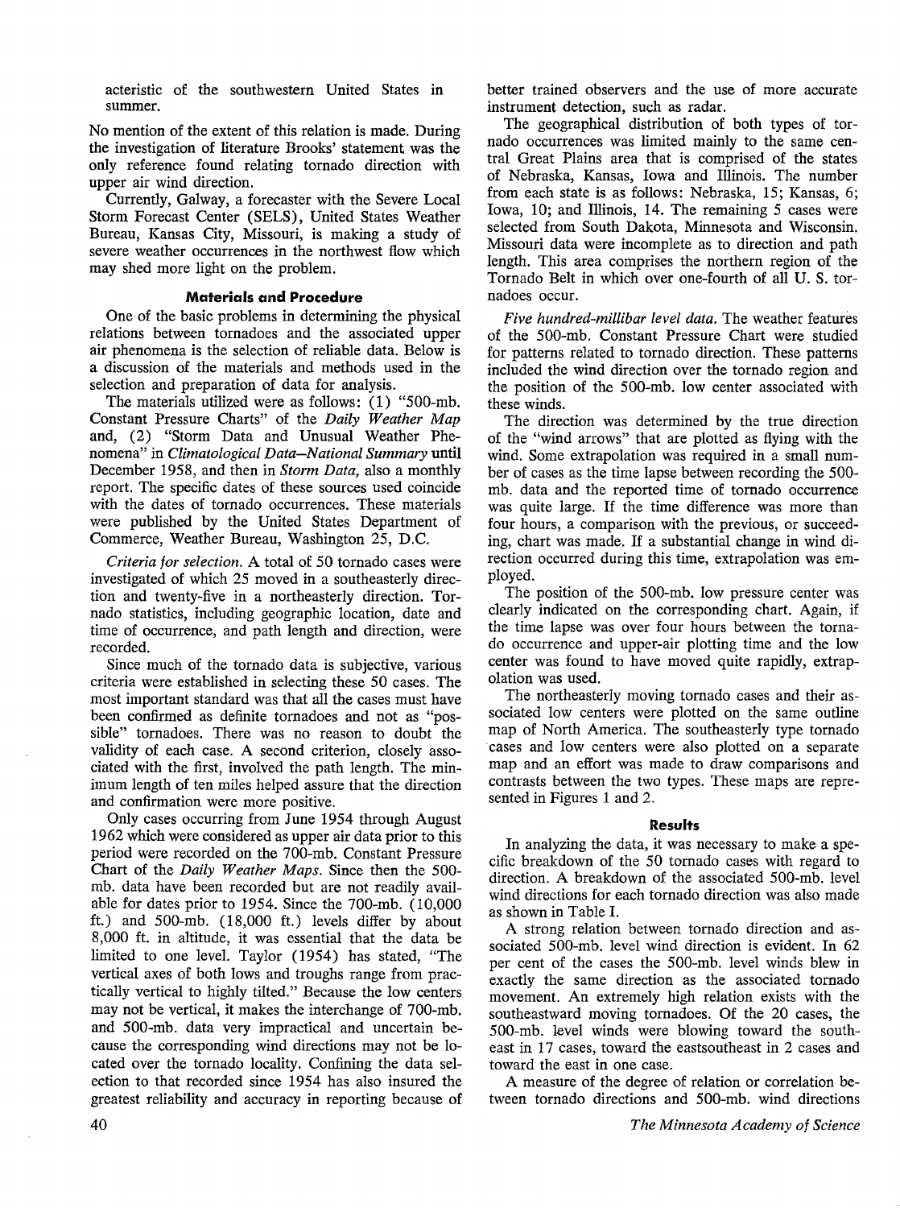acteristic of the southwestern United States in summer.

No mention of the extent of this relation is made. During the investigation of literature Brooks' statement was the only reference found relating tornado direction with upper air wind direction.

Currently, Galway, a forecaster with the Severe Local Storm Forecast Center (SELS), United States Weather Bureau, Kansas City, Missouri, is making a study of severe weather occurrences in the northwest flow which may shed more light on the problem.

### Materials and Procedure

One of the basic problems in determining the physical relations between tornadoes and the associated upper air phenomena is the selection of reliable data. Below is a discussion of the materials and methods used in the selection and preparation of data for analysis.

The materials utilized were as follows: (1) "500-mb. Constant Pressure Charts" of the *Daily Weather Map* and, (2) "Storm Data and Unusual Weather Phenomena" in *Climatological Data—National Summary* until December 1958, and then in *Storm Data*, also a monthly report. The specific dates of these sources used coincide with the dates of tornado occurrences. These materials were published by the United States Department of Commerce, Weather Bureau, Washington 25, D.C.

*Criteria for selection.* A total of 50 tornado cases were investigated of which 25 moved in a southeasterly direction and twenty-five in a northeasterly direction. Tornado statistics, including geographic location, date and time of occurrence, and path length and direction, were recorded.

Since much of the tornado data is subjective, various criteria were established in selecting these 50 cases. The most important standard was that all the cases must have been confirmed as definite tornadoes and not as "possible" tornadoes. There was no reason to doubt the validity of each case. A second criterion, closely associated with the first, involved the path length. The minimum length of ten miles helped assure that the direction and confirmation were more positive.

Only cases occurring from June 1954 through August 1962 which were considered as upper air data prior to this period were recorded on the 700-mb. Constant Pressure Chart of the *Daily Weather Maps*. Since then the 500-mb. data have been recorded but are not readily available for dates prior to 1954. Since the 700-mb. (10,000 ft.) and 500-mb. (18,000 ft.) levels differ by about 8,000 ft. in altitude, it was essential that the data be limited to one level. Taylor (1954) has stated, "The vertical axes of both lows and troughs range from practically vertical to highly tilted." Because the low centers may not be vertical, it makes the interchange of 700-mb. and 500-mb. data very impractical and uncertain because the corresponding wind directions may not be located over the tornado locality. Confining the data selection to that recorded since 1954 has also insured the greatest reliability and accuracy in reporting because of better trained observers and the use of more accurate instrument detection, such as radar.

The geographical distribution of both types of tornado occurrences was limited mainly to the same central Great Plains area that is comprised of the states of Nebraska, Kansas, Iowa and Illinois. The number from each state is as follows: Nebraska, 15; Kansas, 6; Iowa, 10; and Illinois, 14. The remaining 5 cases were selected from South Dakota, Minnesota and Wisconsin. Missouri data were incomplete as to direction and path length. This area comprises the northern region of the Tornado Belt in which over one-fourth of all U. S. tornadoes occur.

*Five hundred-millibar level data.* The weather features of the 500-mb. Constant Pressure Chart were studied for patterns related to tornado direction. These patterns included the wind direction over the tornado region and the position of the 500-mb. low center associated with these winds.

The direction was determined by the true direction of the "wind arrows" that are plotted as flying with the wind. Some extrapolation was required in a small number of cases as the time lapse between recording the 500-mb. data and the reported time of tornado occurrence was quite large. If the time difference was more than four hours, a comparison with the previous, or succeeding, chart was made. If a substantial change in wind direction occurred during this time, extrapolation was employed.

The position of the 500-mb. low pressure center was clearly indicated on the corresponding chart. Again, if the time lapse was over four hours between the tornado occurrence and upper-air plotting time and the low center was found to have moved quite rapidly, extrapolation was used.

The northeasterly moving tornado cases and their associated low centers were plotted on the same outline map of North America. The southeasterly type tornado cases and low centers were also plotted on a separate map and an effort was made to draw comparisons and contrasts between the two types. These maps are represented in Figures 1 and 2.

### Results

In analyzing the data, it was necessary to make a specific breakdown of the 50 tornado cases with regard to direction. A breakdown of the associated 500-mb. level wind directions for each tornado direction was also made as shown in Table I.

A strong relation between tornado direction and associated 500-mb. level wind direction is evident. In 62 per cent of the cases the 500-mb. level winds blew in exactly the same direction as the associated tornado movement. An extremely high relation exists with the southeastward moving tornadoes. Of the 20 cases, the 500-mb. level winds were blowing toward the southeast in 17 cases, toward the eastsoutheast in 2 cases and toward the east in one case.

A measure of the degree of relation or correlation between tornado directions and 500-mb. wind directions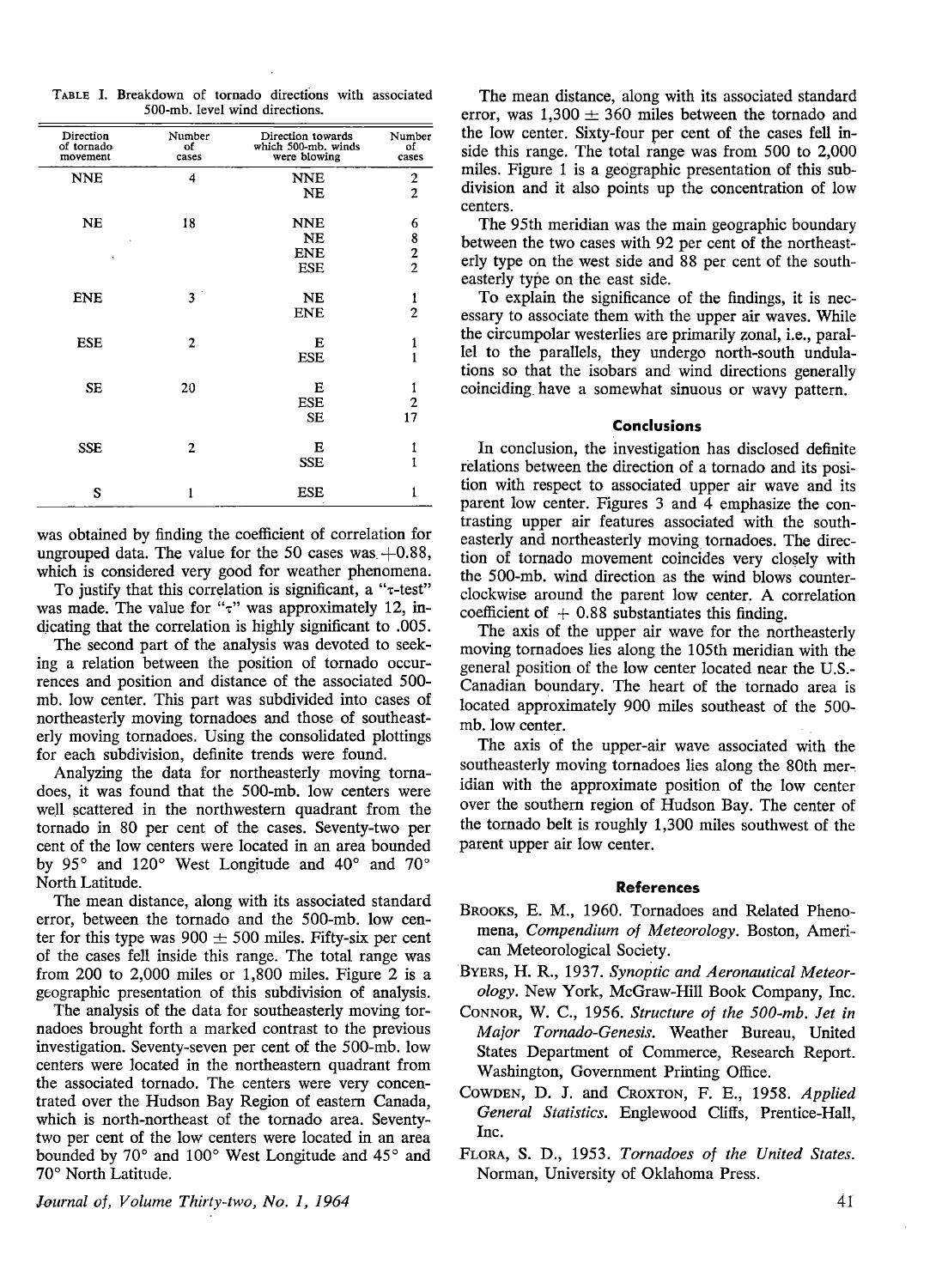TABLE I. Breakdown of tornado directions with associated 500-mb. level wind directions.

| Direction of tornado movement | Number of cases | Direction towards which 500-mb. winds were blowing | Number of cases |
|---|---|---|---|
| NNE | 4 | NNE | 2 |
| | | NE | 2 |
| NE | 18 | NNE | 6 |
| | | NE | 8 |
| | | ENE | 2 |
| | | ESE | 2 |
| ENE | 3 | NE | 1 |
| | | ENE | 2 |
| ESE | 2 | E | 1 |
| | | ESE | 1 |
| SE | 20 | E | 1 |
| | | ESE | 2 |
| | | SE | 17 |
| SSE | 2 | E | 1 |
| | | SSE | 1 |
| S | 1 | ESE | 1 |

was obtained by finding the coefficient of correlation for ungrouped data. The value for the 50 cases was $+0.88$, which is considered very good for weather phenomena.

To justify that this correlation is significant, a "$\tau$-test" was made. The value for "$\tau$" was approximately 12, indicating that the correlation is highly significant to .005.

The second part of the analysis was devoted to seeking a relation between the position of tornado occurrences and position and distance of the associated 500-mb. low center. This part was subdivided into cases of northeasterly moving tornadoes and those of southeasterly moving tornadoes. Using the consolidated plottings for each subdivision, definite trends were found.

Analyzing the data for northeasterly moving tornadoes, it was found that the 500-mb. low centers were well scattered in the northwestern quadrant from the tornado in 80 per cent of the cases. Seventy-two per cent of the low centers were located in an area bounded by 95° and 120° West Longitude and 40° and 70° North Latitude.

The mean distance, along with its associated standard error, between the tornado and the 500-mb. low center for this type was $900 \pm 500$ miles. Fifty-six per cent of the cases fell inside this range. The total range was from 200 to 2,000 miles or 1,800 miles. Figure 2 is a geographic presentation of this subdivision of analysis.

The analysis of the data for southeasterly moving tornadoes brought forth a marked contrast to the previous investigation. Seventy-seven per cent of the 500-mb. low centers were located in the northeastern quadrant from the associated tornado. The centers were very concentrated over the Hudson Bay Region of eastern Canada, which is north-northeast of the tornado area. Seventy-two per cent of the low centers were located in an area bounded by 70° and 100° West Longitude and 45° and 70° North Latitude.

The mean distance, along with its associated standard error, was $1,300 \pm 360$ miles between the tornado and the low center. Sixty-four per cent of the cases fell inside this range. The total range was from 500 to 2,000 miles. Figure 1 is a geographic presentation of this subdivision and it also points up the concentration of low centers.

The 95th meridian was the main geographic boundary between the two cases with 92 per cent of the northeasterly type on the west side and 88 per cent of the southeasterly type on the east side.

To explain the significance of the findings, it is necessary to associate them with the upper air waves. While the circumpolar westerlies are primarily zonal, i.e., parallel to the parallels, they undergo north-south undulations so that the isobars and wind directions generally coinciding have a somewhat sinuous or wavy pattern.

## Conclusions

In conclusion, the investigation has disclosed definite relations between the direction of a tornado and its position with respect to associated upper air wave and its parent low center. Figures 3 and 4 emphasize the contrasting upper air features associated with the southeasterly and northeasterly moving tornadoes. The direction of tornado movement coincides very closely with the 500-mb. wind direction as the wind blows counterclockwise around the parent low center. A correlation coefficient of $+0.88$ substantiates this finding.

The axis of the upper air wave for the northeasterly moving tornadoes lies along the 105th meridian with the general position of the low center located near the U.S.-Canadian boundary. The heart of the tornado area is located approximately 900 miles southeast of the 500-mb. low center.

The axis of the upper-air wave associated with the southeasterly moving tornadoes lies along the 80th meridian with the approximate position of the low center over the southern region of Hudson Bay. The center of the tornado belt is roughly 1,300 miles southwest of the parent upper air low center.

## References

BROOKS, E. M., 1960. Tornadoes and Related Phenomena, *Compendium of Meteorology*. Boston, American Meteorological Society.

BYERS, H. R., 1937. *Synoptic and Aeronautical Meteorology*. New York, McGraw-Hill Book Company, Inc.

CONNOR, W. C., 1956. *Structure of the 500-mb. Jet in Major Tornado-Genesis*. Weather Bureau, United States Department of Commerce, Research Report. Washington, Government Printing Office.

COWDEN, D. J. and CROXTON, F. E., 1958. *Applied General Statistics*. Englewood Cliffs, Prentice-Hall, Inc.

FLORA, S. D., 1953. *Tornadoes of the United States*. Norman, University of Oklahoma Press.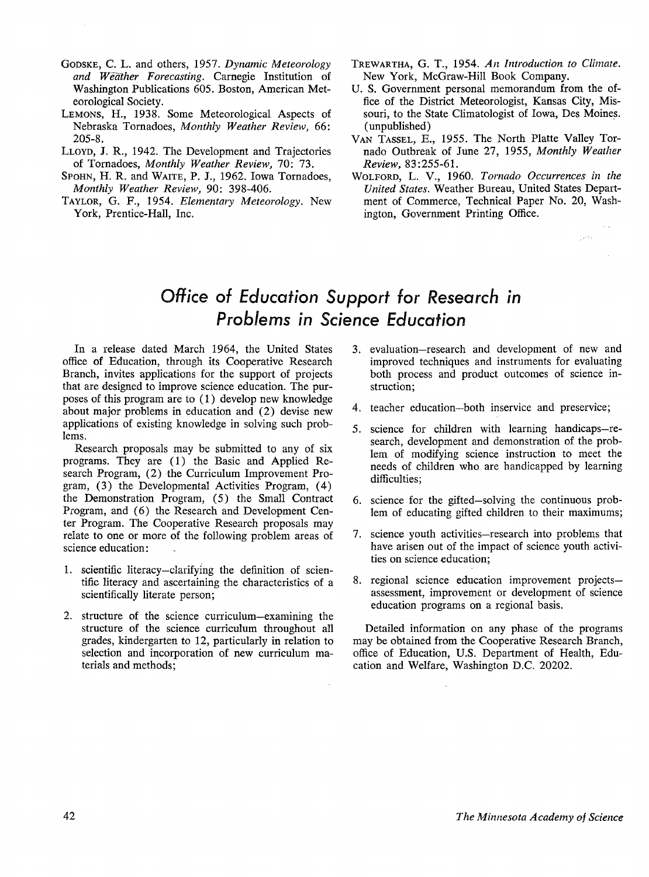GODSKE, C. L. and others, 1957. *Dynamic Meteorology and Weather Forecasting.* Carnegie Institution of Washington Publications 605. Boston, American Meteorological Society.

LEMONS, H., 1938. Some Meteorological Aspects of Nebraska Tornadoes, *Monthly Weather Review,* 66: 205-8.

LLOYD, J. R., 1942. The Development and Trajectories of Tornadoes, *Monthly Weather Review,* 70: 73.

SPOHN, H. R. and WAITE, P. J., 1962. Iowa Tornadoes, *Monthly Weather Review,* 90: 398-406.

TAYLOR, G. F., 1954. *Elementary Meteorology.* New York, Prentice-Hall, Inc.

TREWARTHA, G. T., 1954. *An Introduction to Climate.* New York, McGraw-Hill Book Company.

U. S. Government personal memorandum from the office of the District Meteorologist, Kansas City, Missouri, to the State Climatologist of Iowa, Des Moines. (unpublished)

VAN TASSEL, E., 1955. The North Platte Valley Tornado Outbreak of June 27, 1955, *Monthly Weather Review,* 83:255-61.

WOLFORD, L. V., 1960. *Tornado Occurrences in the United States.* Weather Bureau, United States Department of Commerce, Technical Paper No. 20, Washington, Government Printing Office.

# *Office of Education Support for Research in Problems in Science Education*

In a release dated March 1964, the United States office of Education, through its Cooperative Research Branch, invites applications for the support of projects that are designed to improve science education. The purposes of this program are to (1) develop new knowledge about major problems in education and (2) devise new applications of existing knowledge in solving such problems.

Research proposals may be submitted to any of six programs. They are (1) the Basic and Applied Research Program, (2) the Curriculum Improvement Program, (3) the Developmental Activities Program, (4) the Demonstration Program, (5) the Small Contract Program, and (6) the Research and Development Center Program. The Cooperative Research proposals may relate to one or more of the following problem areas of science education:

1. scientific literacy–clarifying the definition of scientific literacy and ascertaining the characteristics of a scientifically literate person;
2. structure of the science curriculum–examining the structure of the science curriculum throughout all grades, kindergarten to 12, particularly in relation to selection and incorporation of new curriculum materials and methods;
3. evaluation–research and development of new and improved techniques and instruments for evaluating both process and product outcomes of science instruction;
4. teacher education–both inservice and preservice;
5. science for children with learning handicaps–research, development and demonstration of the problem of modifying science instruction to meet the needs of children who are handicapped by learning difficulties;
6. science for the gifted–solving the continuous problem of educating gifted children to their maximums;
7. science youth activities–research into problems that have arisen out of the impact of science youth activities on science education;
8. regional science education improvement projects–assessment, improvement or development of science education programs on a regional basis.

Detailed information on any phase of the programs may be obtained from the Cooperative Research Branch, office of Education, U.S. Department of Health, Education and Welfare, Washington D.C. 20202.